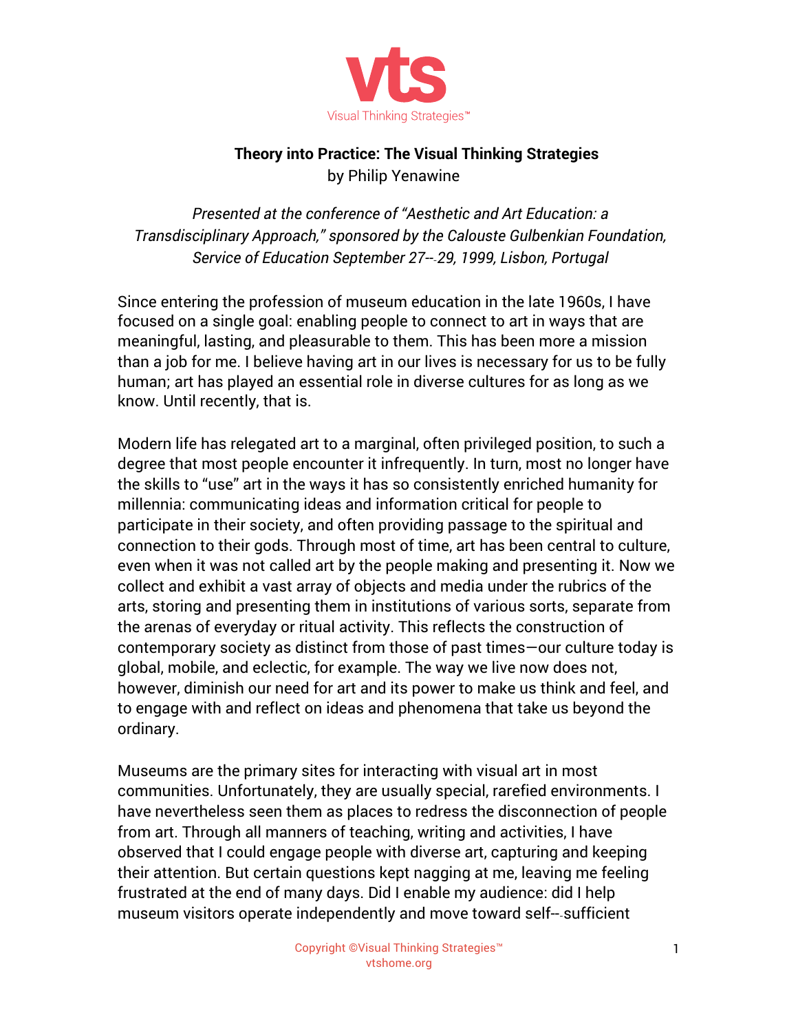# Theory into Practice: The Visual Thinking Strategies

by Philip Yenawine

*Presented at the conference of "Aesthetic and Art Education: a Transdisciplinary Approach," sponsored by the Calouste Gulbenkian Foundation, Service of Education September 27--29, 1999, Lisbon, Portugal*

Since entering the profession of museum education in the late 1960s, I have focused on a single goal: enabling people to connect to art in ways that are meaningful, lasting, and pleasurable to them. This has been more a mission than a job for me. I believe having art in our lives is necessary for us to be fully human; art has played an essential role in diverse cultures for as long as we know. Until recently, that is.

Modern life has relegated art to a marginal, often privileged position, to such a degree that most people encounter it infrequently. In turn, most no longer have the skills to "use" art in the ways it has so consistently enriched humanity for millennia: communicating ideas and information critical for people to participate in their society, and often providing passage to the spiritual and connection to their gods. Through most of time, art has been central to culture, even when it was not called art by the people making and presenting it. Now we collect and exhibit a vast array of objects and media under the rubrics of the arts, storing and presenting them in institutions of various sorts, separate from the arenas of everyday or ritual activity. This reflects the construction of contemporary society as distinct from those of past times—our culture today is global, mobile, and eclectic, for example. The way we live now does not, however, diminish our need for art and its power to make us think and feel, and to engage with and reflect on ideas and phenomena that take us beyond the ordinary.

Museums are the primary sites for interacting with visual art in most communities. Unfortunately, they are usually special, rarefied environments. I have nevertheless seen them as places to redress the disconnection of people from art. Through all manners of teaching, writing and activities, I have observed that I could engage people with diverse art, capturing and keeping their attention. But certain questions kept nagging at me, leaving me feeling frustrated at the end of many days. Did I enable my audience: did I help museum visitors operate independently and move toward self--sufficient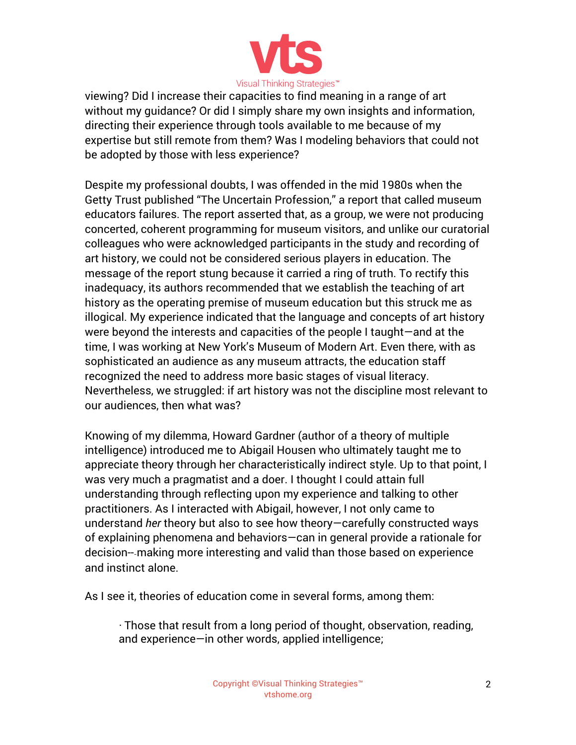viewing? Did I increase their capacities to find meaning in a range of art without my guidance? Or did I simply share my own insights and information, directing their experience through tools available to me because of my expertise but still remote from them? Was I modeling behaviors that could not be adopted by those with less experience?

Despite my professional doubts, I was offended in the mid 1980s when the Getty Trust published "The Uncertain Profession," a report that called museum educators failures. The report asserted that, as a group, we were not producing concerted, coherent programming for museum visitors, and unlike our curatorial colleagues who were acknowledged participants in the study and recording of art history, we could not be considered serious players in education. The message of the report stung because it carried a ring of truth. To rectify this inadequacy, its authors recommended that we establish the teaching of art history as the operating premise of museum education but this struck me as illogical. My experience indicated that the language and concepts of art history were beyond the interests and capacities of the people I taught—and at the time, I was working at New York's Museum of Modern Art. Even there, with as sophisticated an audience as any museum attracts, the education staff recognized the need to address more basic stages of visual literacy. Nevertheless, we struggled: if art history was not the discipline most relevant to our audiences, then what was?

Knowing of my dilemma, Howard Gardner (author of a theory of multiple intelligence) introduced me to Abigail Housen who ultimately taught me to appreciate theory through her characteristically indirect style. Up to that point, I was very much a pragmatist and a doer. I thought I could attain full understanding through reflecting upon my experience and talking to other practitioners. As I interacted with Abigail, however, I not only came to understand *her* theory but also to see how theory—carefully constructed ways of explaining phenomena and behaviors—can in general provide a rationale for decision-making more interesting and valid than those based on experience and instinct alone.

As I see it, theories of education come in several forms, among them:

- Those that result from a long period of thought, observation, reading, and experience—in other words, applied intelligence;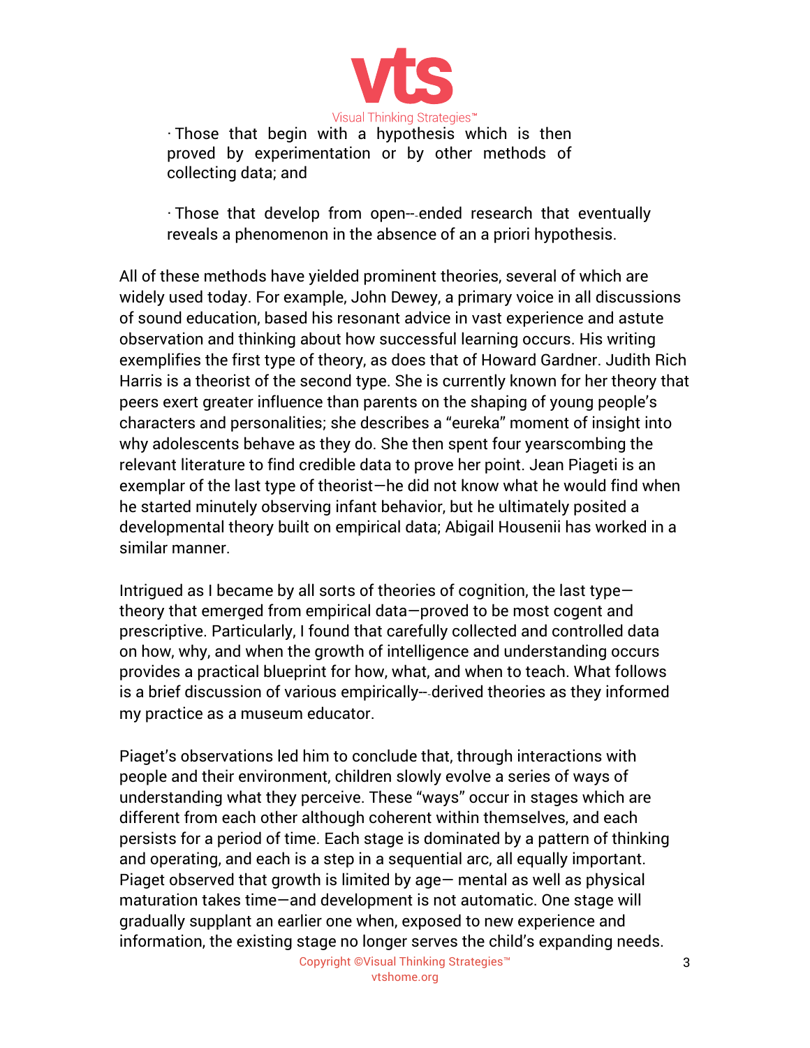· Those that begin with a hypothesis which is then proved by experimentation or by other methods of collecting data; and

· Those that develop from open-ended research that eventually reveals a phenomenon in the absence of an a priori hypothesis.

All of these methods have yielded prominent theories, several of which are widely used today. For example, John Dewey, a primary voice in all discussions of sound education, based his resonant advice in vast experience and astute observation and thinking about how successful learning occurs. His writing exemplifies the first type of theory, as does that of Howard Gardner. Judith Rich Harris is a theorist of the second type. She is currently known for her theory that peers exert greater influence than parents on the shaping of young people's characters and personalities; she describes a "eureka" moment of insight into why adolescents behave as they do. She then spent four yearscombing the relevant literature to find credible data to prove her point. Jean Piageti is an exemplar of the last type of theorist—he did not know what he would find when he started minutely observing infant behavior, but he ultimately posited a developmental theory built on empirical data; Abigail Housenii has worked in a similar manner.

Intrigued as I became by all sorts of theories of cognition, the last type—theory that emerged from empirical data—proved to be most cogent and prescriptive. Particularly, I found that carefully collected and controlled data on how, why, and when the growth of intelligence and understanding occurs provides a practical blueprint for how, what, and when to teach. What follows is a brief discussion of various empirically-derived theories as they informed my practice as a museum educator.

Piaget's observations led him to conclude that, through interactions with people and their environment, children slowly evolve a series of ways of understanding what they perceive. These "ways" occur in stages which are different from each other although coherent within themselves, and each persists for a period of time. Each stage is dominated by a pattern of thinking and operating, and each is a step in a sequential arc, all equally important. Piaget observed that growth is limited by age— mental as well as physical maturation takes time—and development is not automatic. One stage will gradually supplant an earlier one when, exposed to new experience and information, the existing stage no longer serves the child's expanding needs.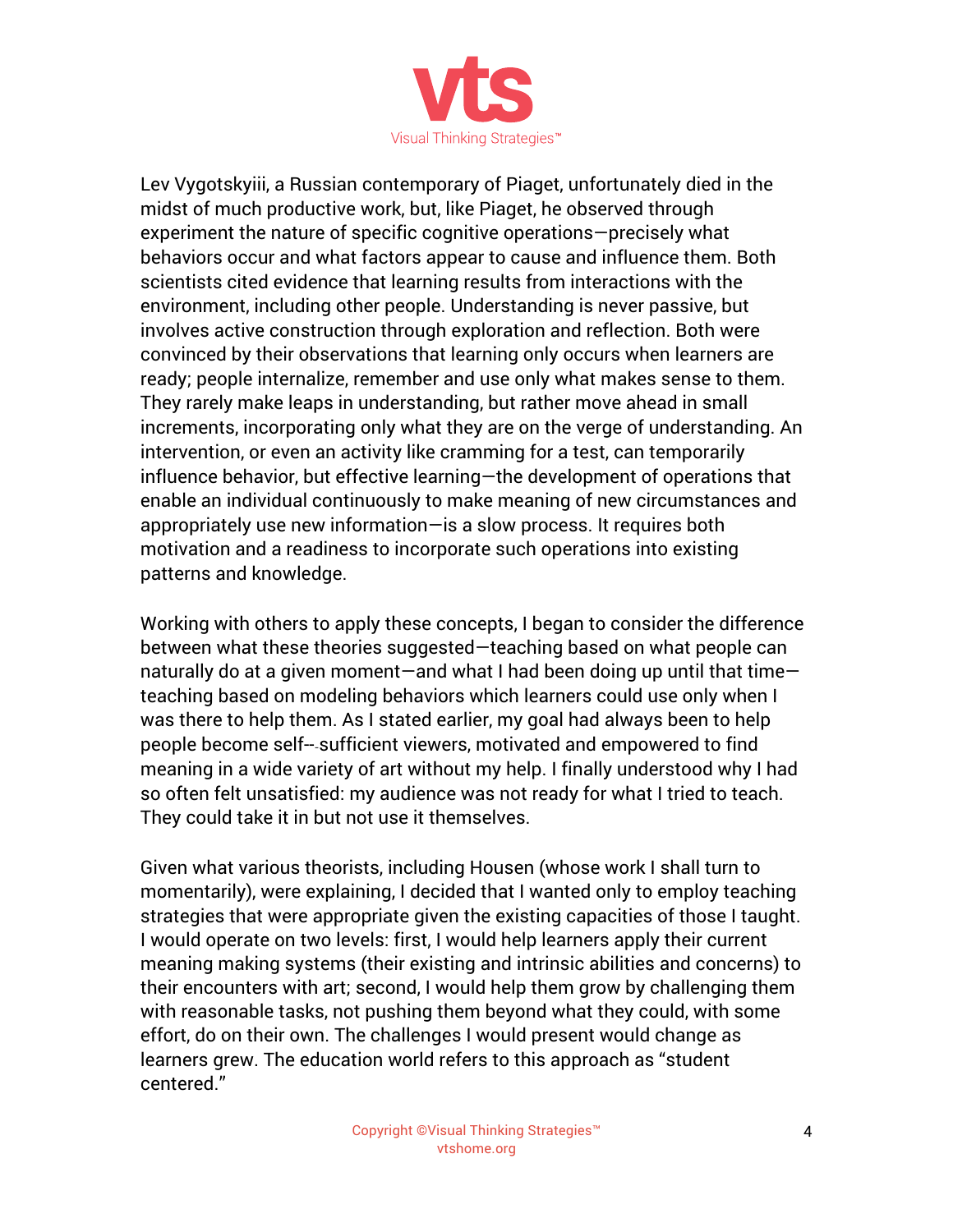Lev Vygotsky[iii], a Russian contemporary of Piaget, unfortunately died in the midst of much productive work, but, like Piaget, he observed through experiment the nature of specific cognitive operations—precisely what behaviors occur and what factors appear to cause and influence them. Both scientists cited evidence that learning results from interactions with the environment, including other people. Understanding is never passive, but involves active construction through exploration and reflection. Both were convinced by their observations that learning only occurs when learners are ready; people internalize, remember and use only what makes sense to them. They rarely make leaps in understanding, but rather move ahead in small increments, incorporating only what they are on the verge of understanding. An intervention, or even an activity like cramming for a test, can temporarily influence behavior, but effective learning—the development of operations that enable an individual continuously to make meaning of new circumstances and appropriately use new information—is a slow process. It requires both motivation and a readiness to incorporate such operations into existing patterns and knowledge.

Working with others to apply these concepts, I began to consider the difference between what these theories suggested—teaching based on what people can naturally do at a given moment—and what I had been doing up until that time—teaching based on modeling behaviors which learners could use only when I was there to help them. As I stated earlier, my goal had always been to help people become self-sufficient viewers, motivated and empowered to find meaning in a wide variety of art without my help. I finally understood why I had so often felt unsatisfied: my audience was not ready for what I tried to teach. They could take it in but not use it themselves.

Given what various theorists, including Housen (whose work I shall turn to momentarily), were explaining, I decided that I wanted only to employ teaching strategies that were appropriate given the existing capacities of those I taught. I would operate on two levels: first, I would help learners apply their current meaning making systems (their existing and intrinsic abilities and concerns) to their encounters with art; second, I would help them grow by challenging them with reasonable tasks, not pushing them beyond what they could, with some effort, do on their own. The challenges I would present would change as learners grew. The education world refers to this approach as "student centered."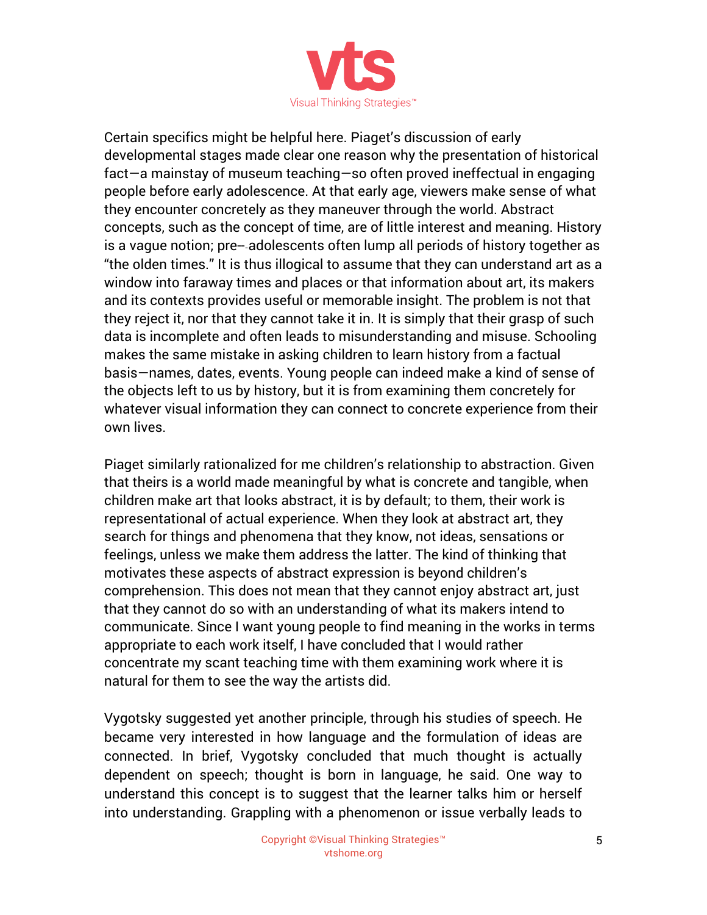Certain specifics might be helpful here. Piaget's discussion of early developmental stages made clear one reason why the presentation of historical fact—a mainstay of museum teaching—so often proved ineffectual in engaging people before early adolescence. At that early age, viewers make sense of what they encounter concretely as they maneuver through the world. Abstract concepts, such as the concept of time, are of little interest and meaning. History is a vague notion; pre-adolescents often lump all periods of history together as "the olden times." It is thus illogical to assume that they can understand art as a window into faraway times and places or that information about art, its makers and its contexts provides useful or memorable insight. The problem is not that they reject it, nor that they cannot take it in. It is simply that their grasp of such data is incomplete and often leads to misunderstanding and misuse. Schooling makes the same mistake in asking children to learn history from a factual basis—names, dates, events. Young people can indeed make a kind of sense of the objects left to us by history, but it is from examining them concretely for whatever visual information they can connect to concrete experience from their own lives.

Piaget similarly rationalized for me children's relationship to abstraction. Given that theirs is a world made meaningful by what is concrete and tangible, when children make art that looks abstract, it is by default; to them, their work is representational of actual experience. When they look at abstract art, they search for things and phenomena that they know, not ideas, sensations or feelings, unless we make them address the latter. The kind of thinking that motivates these aspects of abstract expression is beyond children's comprehension. This does not mean that they cannot enjoy abstract art, just that they cannot do so with an understanding of what its makers intend to communicate. Since I want young people to find meaning in the works in terms appropriate to each work itself, I have concluded that I would rather concentrate my scant teaching time with them examining work where it is natural for them to see the way the artists did.

Vygotsky suggested yet another principle, through his studies of speech. He became very interested in how language and the formulation of ideas are connected. In brief, Vygotsky concluded that much thought is actually dependent on speech; thought is born in language, he said. One way to understand this concept is to suggest that the learner talks him or herself into understanding. Grappling with a phenomenon or issue verbally leads to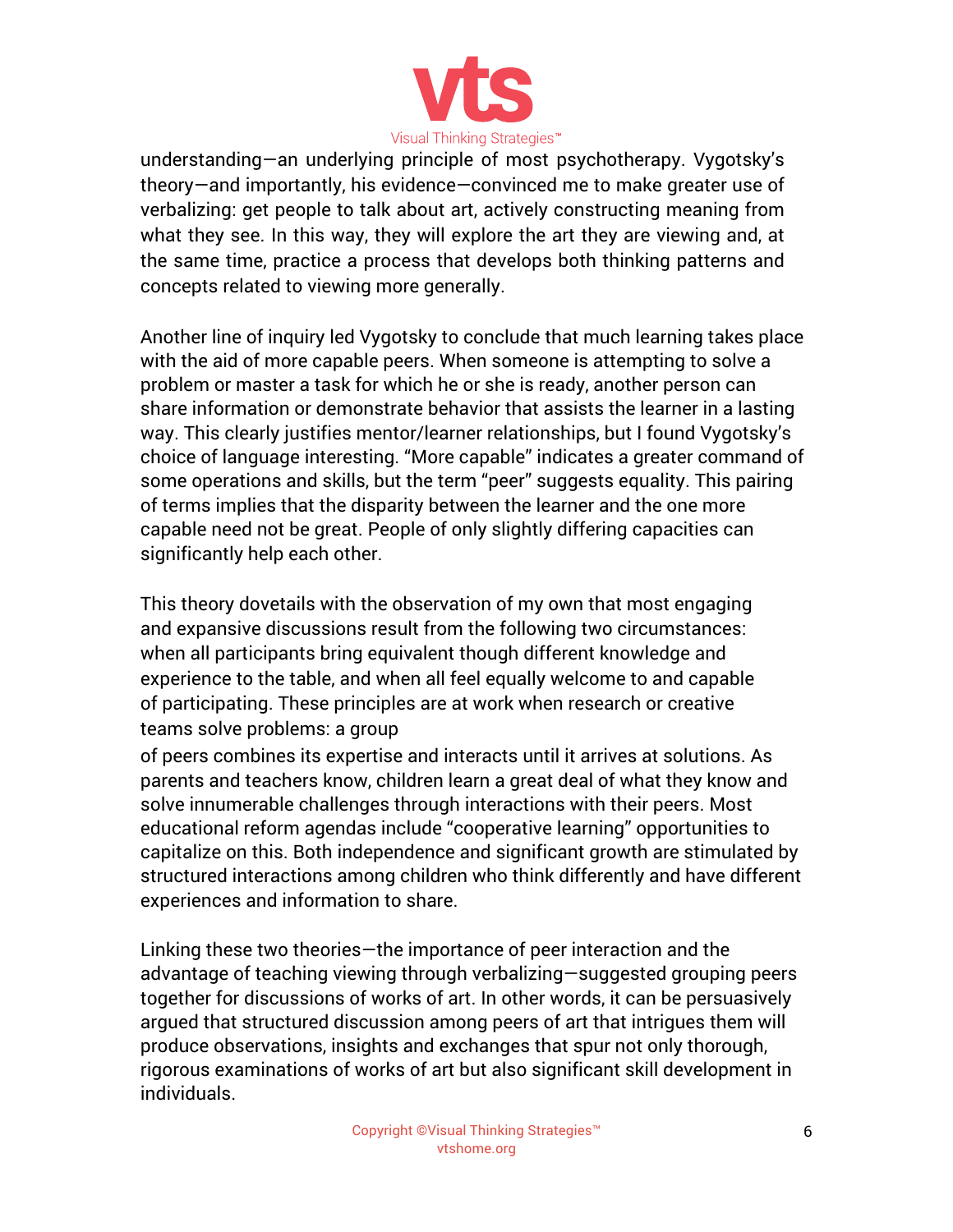understanding—an underlying principle of most psychotherapy. Vygotsky's theory—and importantly, his evidence—convinced me to make greater use of verbalizing: get people to talk about art, actively constructing meaning from what they see. In this way, they will explore the art they are viewing and, at the same time, practice a process that develops both thinking patterns and concepts related to viewing more generally.

Another line of inquiry led Vygotsky to conclude that much learning takes place with the aid of more capable peers. When someone is attempting to solve a problem or master a task for which he or she is ready, another person can share information or demonstrate behavior that assists the learner in a lasting way. This clearly justifies mentor/learner relationships, but I found Vygotsky's choice of language interesting. "More capable" indicates a greater command of some operations and skills, but the term "peer" suggests equality. This pairing of terms implies that the disparity between the learner and the one more capable need not be great. People of only slightly differing capacities can significantly help each other.

This theory dovetails with the observation of my own that most engaging and expansive discussions result from the following two circumstances: when all participants bring equivalent though different knowledge and experience to the table, and when all feel equally welcome to and capable of participating. These principles are at work when research or creative teams solve problems: a group of peers combines its expertise and interacts until it arrives at solutions. As parents and teachers know, children learn a great deal of what they know and solve innumerable challenges through interactions with their peers. Most educational reform agendas include "cooperative learning" opportunities to capitalize on this. Both independence and significant growth are stimulated by structured interactions among children who think differently and have different experiences and information to share.

Linking these two theories—the importance of peer interaction and the advantage of teaching viewing through verbalizing—suggested grouping peers together for discussions of works of art. In other words, it can be persuasively argued that structured discussion among peers of art that intrigues them will produce observations, insights and exchanges that spur not only thorough, rigorous examinations of works of art but also significant skill development in individuals.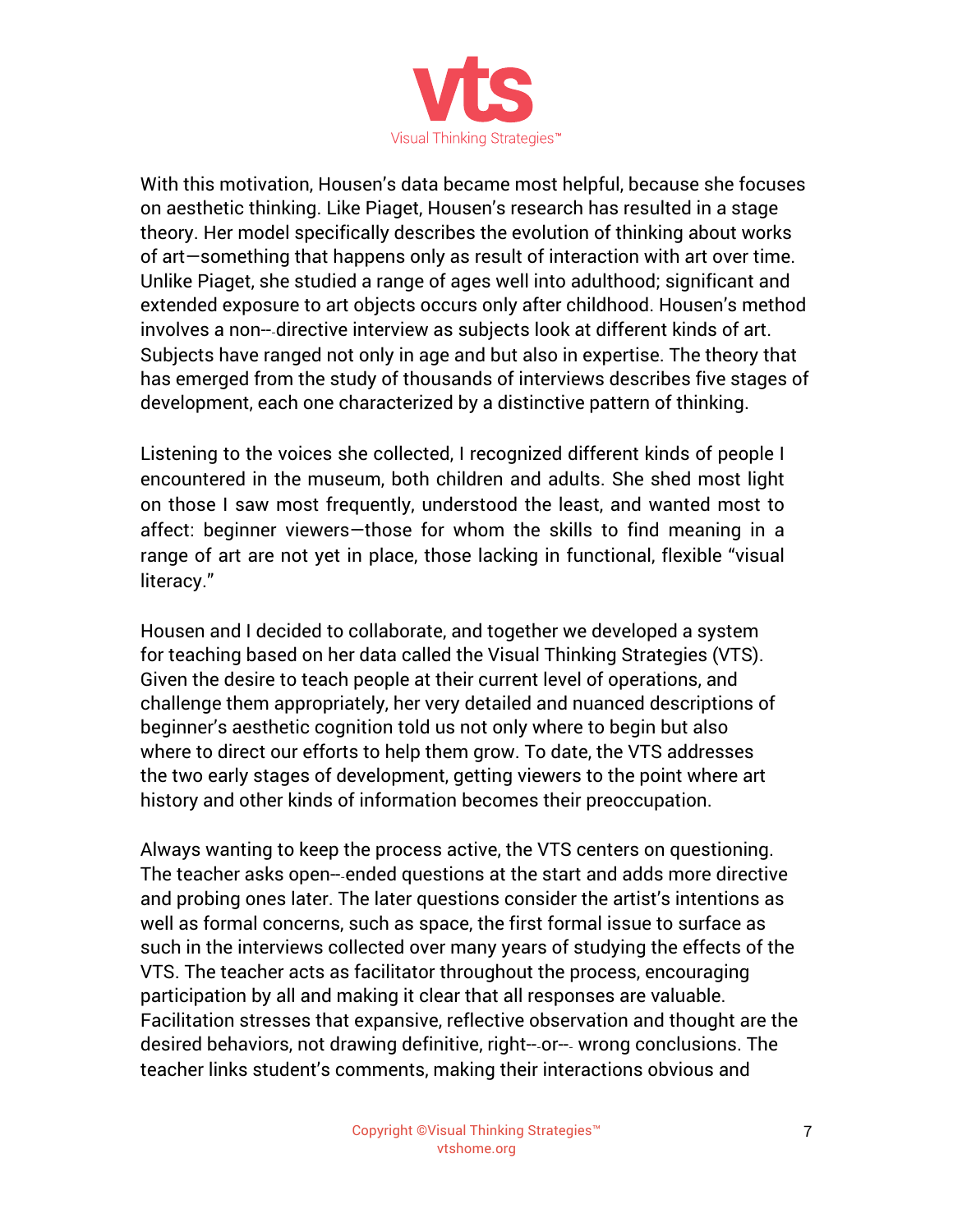With this motivation, Housen's data became most helpful, because she focuses on aesthetic thinking. Like Piaget, Housen's research has resulted in a stage theory. Her model specifically describes the evolution of thinking about works of art—something that happens only as result of interaction with art over time. Unlike Piaget, she studied a range of ages well into adulthood; significant and extended exposure to art objects occurs only after childhood. Housen's method involves a non-directive interview as subjects look at different kinds of art. Subjects have ranged not only in age and but also in expertise. The theory that has emerged from the study of thousands of interviews describes five stages of development, each one characterized by a distinctive pattern of thinking.

Listening to the voices she collected, I recognized different kinds of people I encountered in the museum, both children and adults. She shed most light on those I saw most frequently, understood the least, and wanted most to affect: beginner viewers—those for whom the skills to find meaning in a range of art are not yet in place, those lacking in functional, flexible "visual literacy."

Housen and I decided to collaborate, and together we developed a system for teaching based on her data called the Visual Thinking Strategies (VTS). Given the desire to teach people at their current level of operations, and challenge them appropriately, her very detailed and nuanced descriptions of beginner's aesthetic cognition told us not only where to begin but also where to direct our efforts to help them grow. To date, the VTS addresses the two early stages of development, getting viewers to the point where art history and other kinds of information becomes their preoccupation.

Always wanting to keep the process active, the VTS centers on questioning. The teacher asks open-ended questions at the start and adds more directive and probing ones later. The later questions consider the artist's intentions as well as formal concerns, such as space, the first formal issue to surface as such in the interviews collected over many years of studying the effects of the VTS. The teacher acts as facilitator throughout the process, encouraging participation by all and making it clear that all responses are valuable. Facilitation stresses that expansive, reflective observation and thought are the desired behaviors, not drawing definitive, right-or-wrong conclusions. The teacher links student's comments, making their interactions obvious and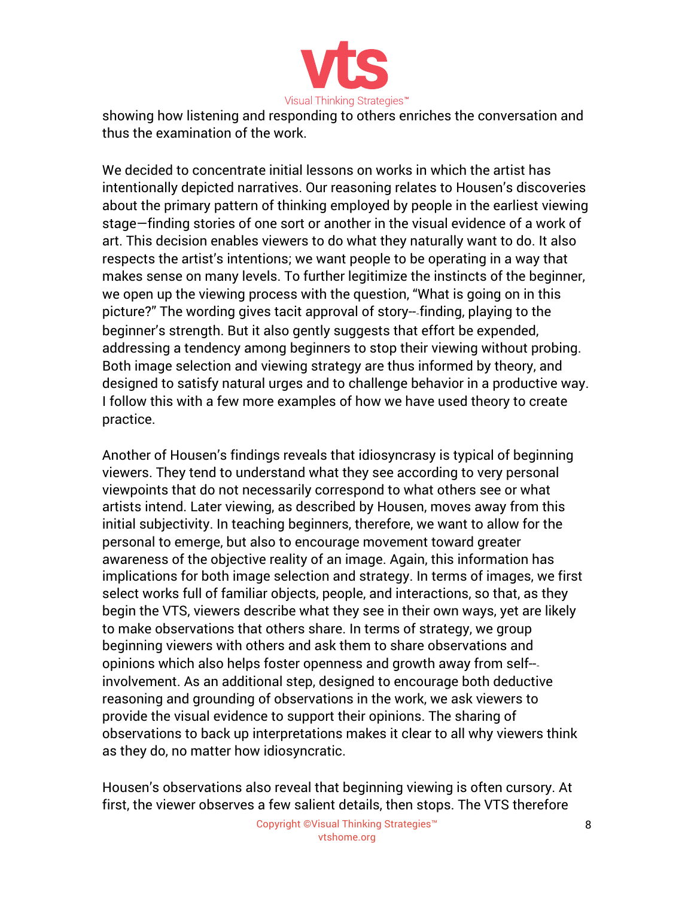showing how listening and responding to others enriches the conversation and thus the examination of the work.

We decided to concentrate initial lessons on works in which the artist has intentionally depicted narratives. Our reasoning relates to Housen's discoveries about the primary pattern of thinking employed by people in the earliest viewing stage—finding stories of one sort or another in the visual evidence of a work of art. This decision enables viewers to do what they naturally want to do. It also respects the artist's intentions; we want people to be operating in a way that makes sense on many levels. To further legitimize the instincts of the beginner, we open up the viewing process with the question, "What is going on in this picture?" The wording gives tacit approval of story-finding, playing to the beginner's strength. But it also gently suggests that effort be expended, addressing a tendency among beginners to stop their viewing without probing. Both image selection and viewing strategy are thus informed by theory, and designed to satisfy natural urges and to challenge behavior in a productive way. I follow this with a few more examples of how we have used theory to create practice.

Another of Housen's findings reveals that idiosyncrasy is typical of beginning viewers. They tend to understand what they see according to very personal viewpoints that do not necessarily correspond to what others see or what artists intend. Later viewing, as described by Housen, moves away from this initial subjectivity. In teaching beginners, therefore, we want to allow for the personal to emerge, but also to encourage movement toward greater awareness of the objective reality of an image. Again, this information has implications for both image selection and strategy. In terms of images, we first select works full of familiar objects, people, and interactions, so that, as they begin the VTS, viewers describe what they see in their own ways, yet are likely to make observations that others share. In terms of strategy, we group beginning viewers with others and ask them to share observations and opinions which also helps foster openness and growth away from self-involvement. As an additional step, designed to encourage both deductive reasoning and grounding of observations in the work, we ask viewers to provide the visual evidence to support their opinions. The sharing of observations to back up interpretations makes it clear to all why viewers think as they do, no matter how idiosyncratic.

Housen's observations also reveal that beginning viewing is often cursory. At first, the viewer observes a few salient details, then stops. The VTS therefore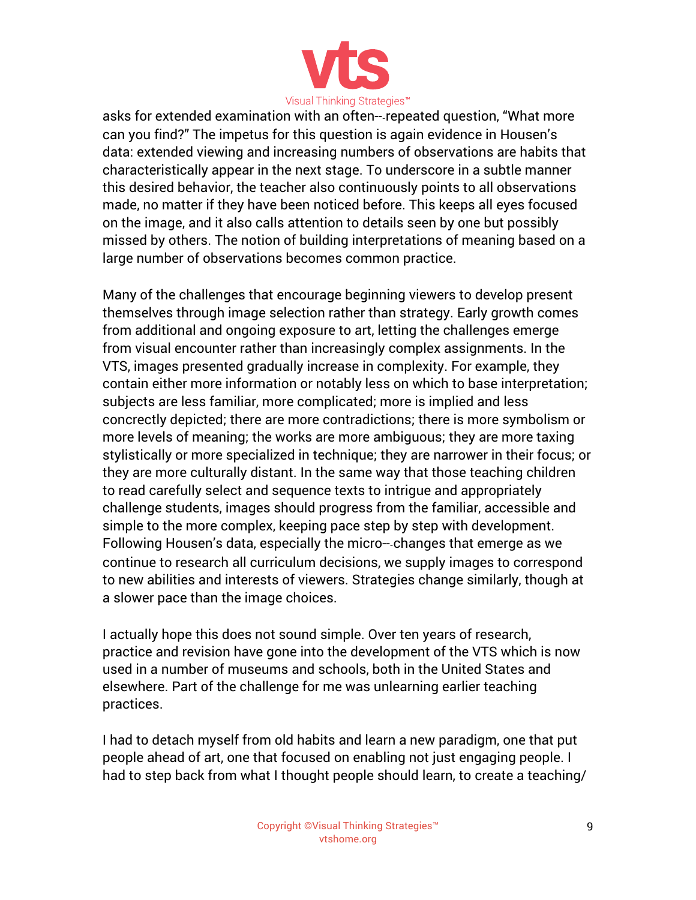asks for extended examination with an often-repeated question, "What more can you find?" The impetus for this question is again evidence in Housen's data: extended viewing and increasing numbers of observations are habits that characteristically appear in the next stage. To underscore in a subtle manner this desired behavior, the teacher also continuously points to all observations made, no matter if they have been noticed before. This keeps all eyes focused on the image, and it also calls attention to details seen by one but possibly missed by others. The notion of building interpretations of meaning based on a large number of observations becomes common practice.

Many of the challenges that encourage beginning viewers to develop present themselves through image selection rather than strategy. Early growth comes from additional and ongoing exposure to art, letting the challenges emerge from visual encounter rather than increasingly complex assignments. In the VTS, images presented gradually increase in complexity. For example, they contain either more information or notably less on which to base interpretation; subjects are less familiar, more complicated; more is implied and less concrectly depicted; there are more contradictions; there is more symbolism or more levels of meaning; the works are more ambiguous; they are more taxing stylistically or more specialized in technique; they are narrower in their focus; or they are more culturally distant. In the same way that those teaching children to read carefully select and sequence texts to intrigue and appropriately challenge students, images should progress from the familiar, accessible and simple to the more complex, keeping pace step by step with development. Following Housen's data, especially the micro-changes that emerge as we continue to research all curriculum decisions, we supply images to correspond to new abilities and interests of viewers. Strategies change similarly, though at a slower pace than the image choices.

I actually hope this does not sound simple. Over ten years of research, practice and revision have gone into the development of the VTS which is now used in a number of museums and schools, both in the United States and elsewhere. Part of the challenge for me was unlearning earlier teaching practices.

I had to detach myself from old habits and learn a new paradigm, one that put people ahead of art, one that focused on enabling not just engaging people. I had to step back from what I thought people should learn, to create a teaching/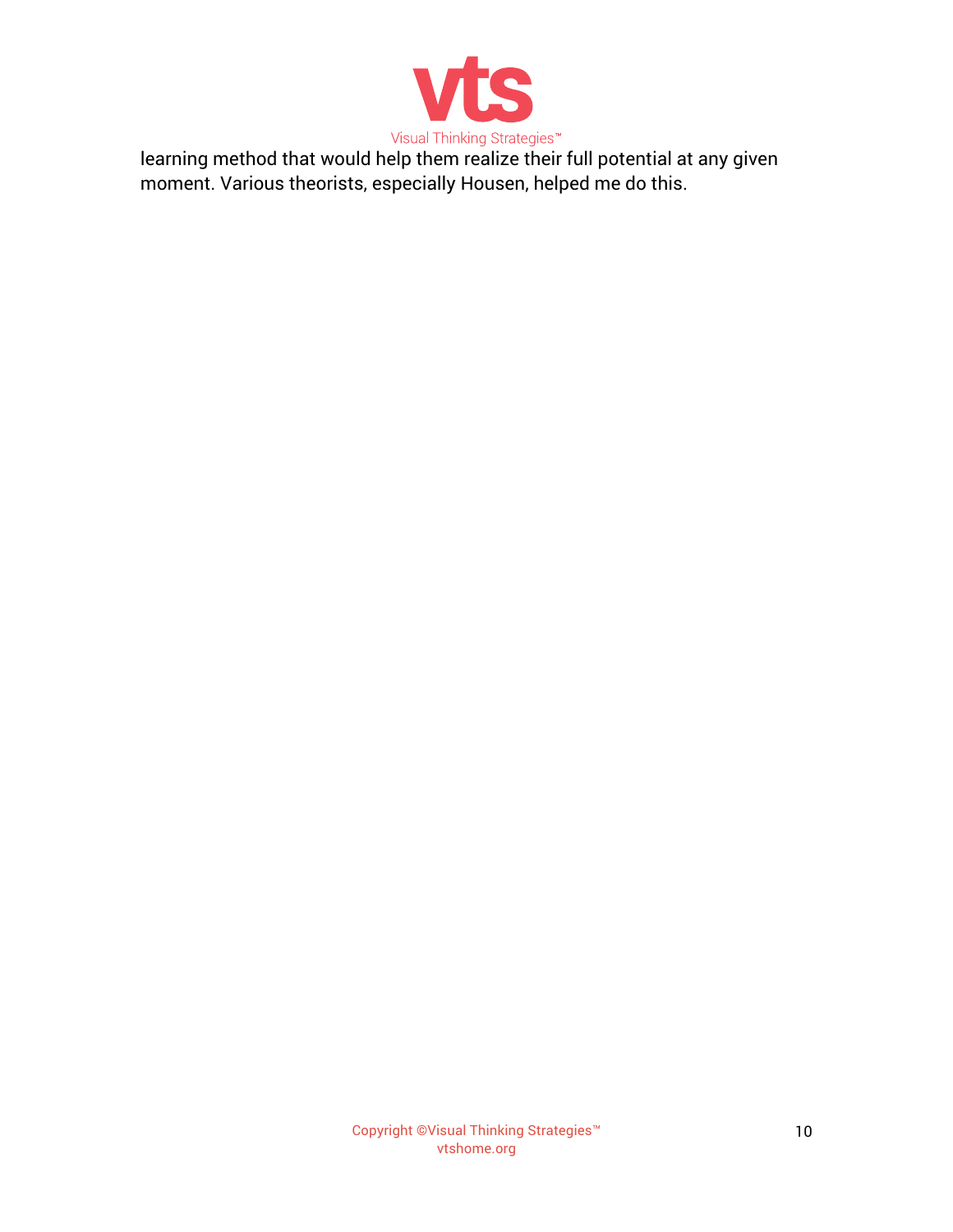learning method that would help them realize their full potential at any given moment. Various theorists, especially Housen, helped me do this.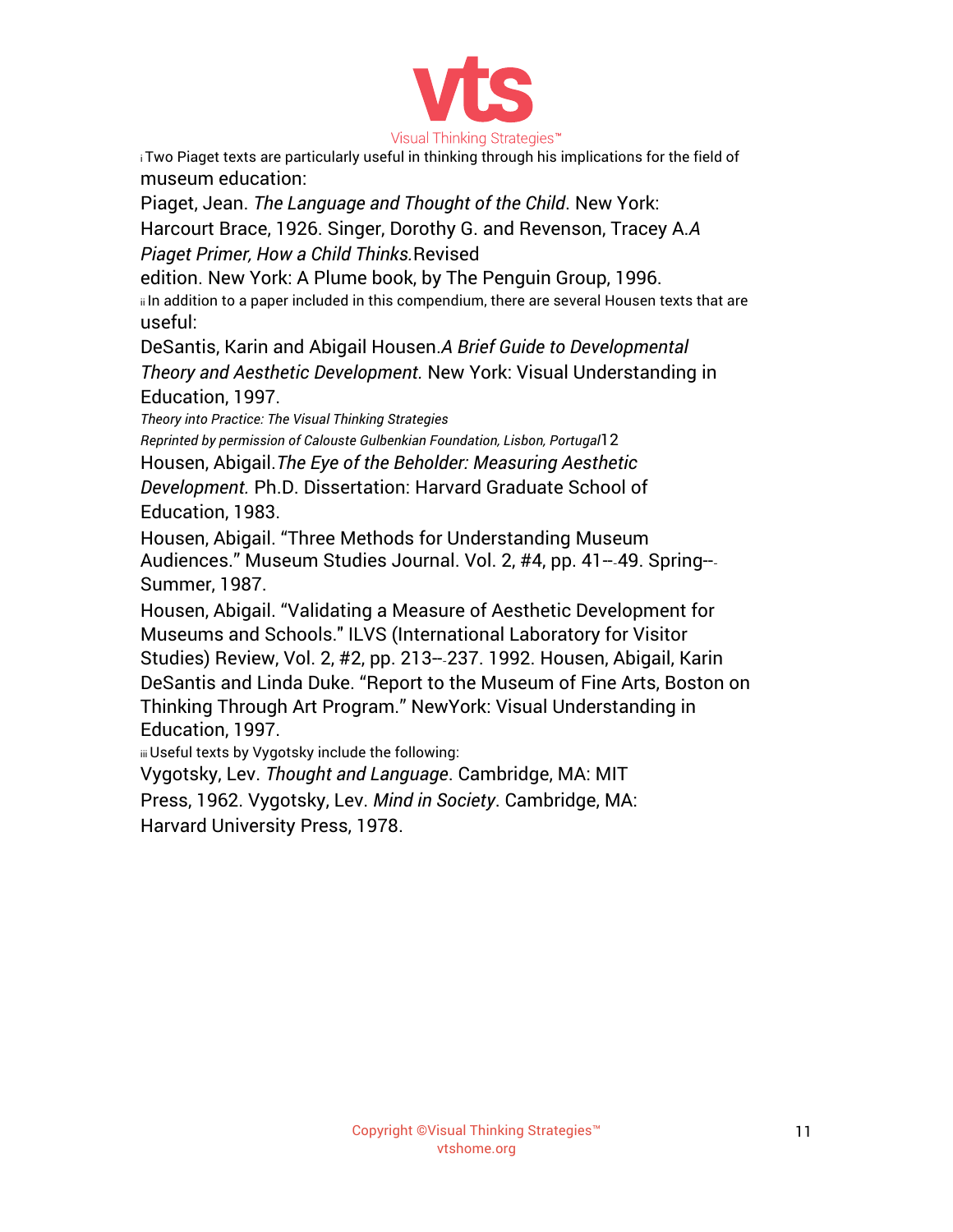[i] Two Piaget texts are particularly useful in thinking through his implications for the field of museum education:

Piaget, Jean. *The Language and Thought of the Child*. New York: Harcourt Brace, 1926. Singer, Dorothy G. and Revenson, Tracey A. *A Piaget Primer, How a Child Thinks.* Revised edition. New York: A Plume book, by The Penguin Group, 1996.

[ii] In addition to a paper included in this compendium, there are several Housen texts that are useful:

DeSantis, Karin and Abigail Housen. *A Brief Guide to Developmental Theory and Aesthetic Development.* New York: Visual Understanding in Education, 1997.

*Theory into Practice: The Visual Thinking Strategies*

*Reprinted by permission of Calouste Gulbenkian Foundation, Lisbon, Portugal* 12

Housen, Abigail. *The Eye of the Beholder: Measuring Aesthetic Development.* Ph.D. Dissertation: Harvard Graduate School of Education, 1983.

Housen, Abigail. "Three Methods for Understanding Museum Audiences." Museum Studies Journal. Vol. 2, #4, pp. 41--49. Spring--Summer, 1987.

Housen, Abigail. "Validating a Measure of Aesthetic Development for Museums and Schools." ILVS (International Laboratory for Visitor Studies) Review, Vol. 2, #2, pp. 213--237. 1992. Housen, Abigail, Karin DeSantis and Linda Duke. "Report to the Museum of Fine Arts, Boston on Thinking Through Art Program." NewYork: Visual Understanding in Education, 1997.

[iii] Useful texts by Vygotsky include the following:

Vygotsky, Lev. *Thought and Language*. Cambridge, MA: MIT Press, 1962. Vygotsky, Lev. *Mind in Society*. Cambridge, MA: Harvard University Press, 1978.